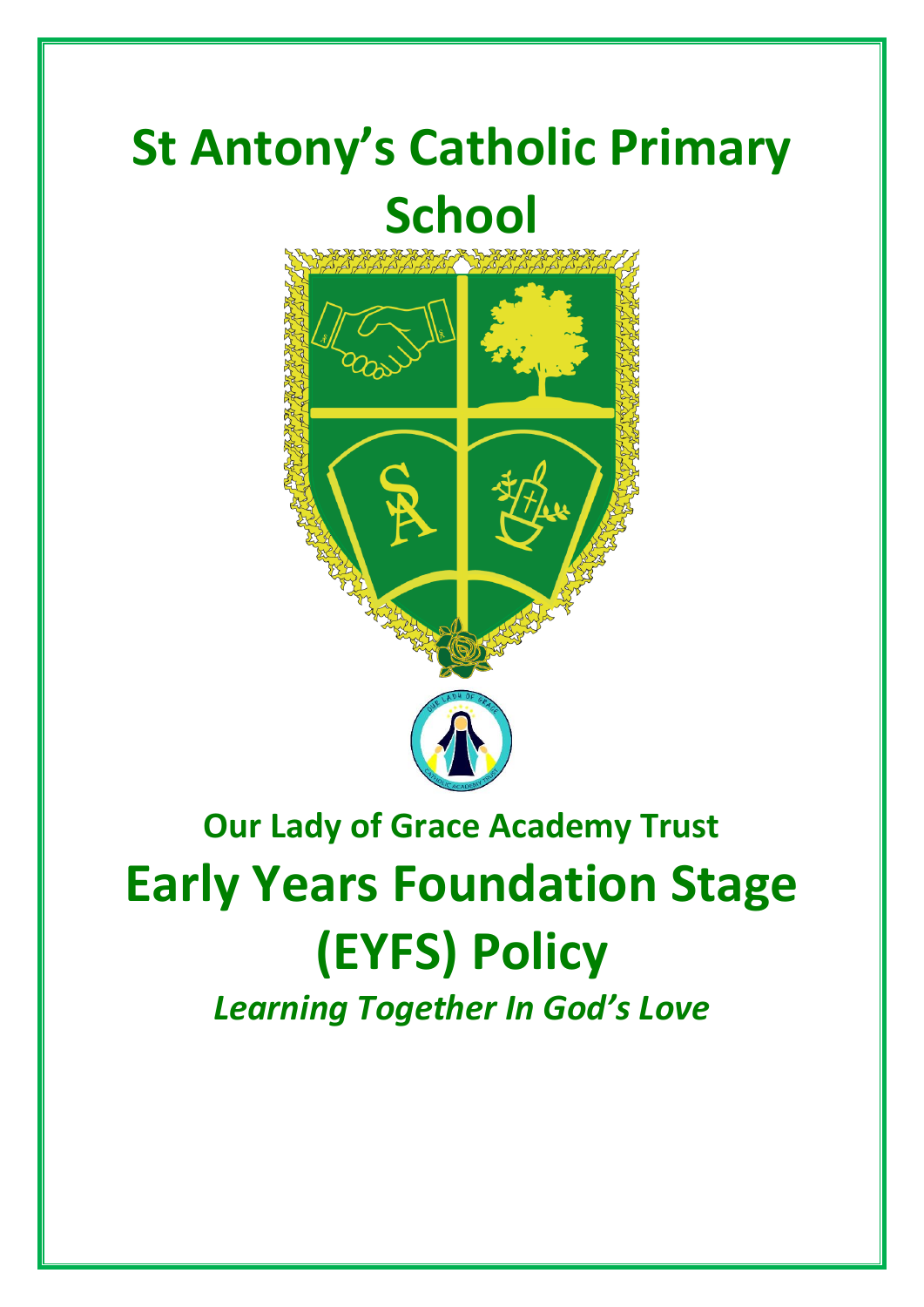# St Antony's Catholic Primary School

## Our Lady of Grace Academy Trust

# Early Years Foundation Stage (EYFS) Policy

***Learning Together In God's Love***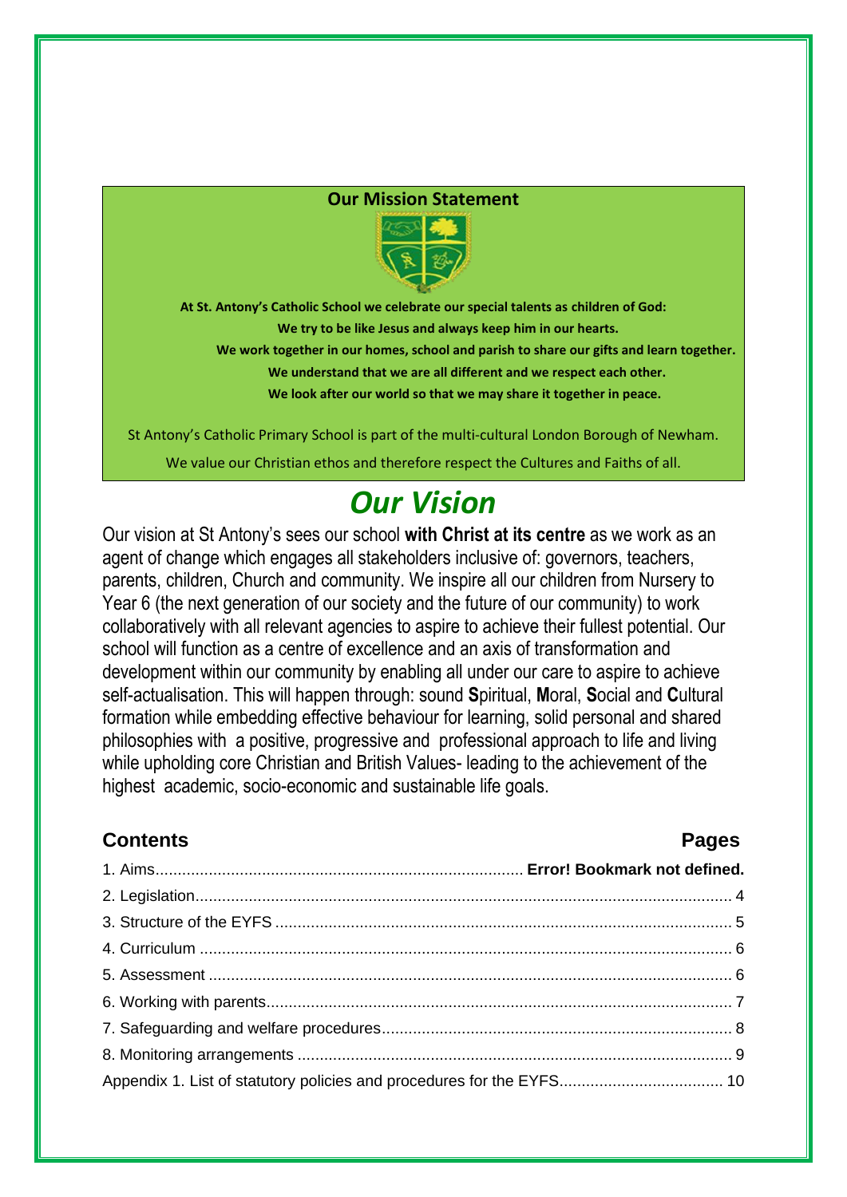**Our Mission Statement**

**At St. Antony's Catholic School we celebrate our special talents as children of God:**
**We try to be like Jesus and always keep him in our hearts.**
**We work together in our homes, school and parish to share our gifts and learn together.**
**We understand that we are all different and we respect each other.**
**We look after our world so that we may share it together in peace.**

St Antony's Catholic Primary School is part of the multi-cultural London Borough of Newham.

We value our Christian ethos and therefore respect the Cultures and Faiths of all.

# *Our Vision*

Our vision at St Antony's sees our school **with Christ at its centre** as we work as an agent of change which engages all stakeholders inclusive of: governors, teachers, parents, children, Church and community. We inspire all our children from Nursery to Year 6 (the next generation of our society and the future of our community) to work collaboratively with all relevant agencies to aspire to achieve their fullest potential. Our school will function as a centre of excellence and an axis of transformation and development within our community by enabling all under our care to aspire to achieve self-actualisation. This will happen through: sound **S**piritual, **M**oral, **S**ocial and **C**ultural formation while embedding effective behaviour for learning, solid personal and shared philosophies with a positive, progressive and professional approach to life and living while upholding core Christian and British Values- leading to the achievement of the highest academic, socio-economic and sustainable life goals.

## Contents

| Contents | Pages |
|---|---|
| 1. Aims | **Error! Bookmark not defined.** |
| 2. Legislation | 4 |
| 3. Structure of the EYFS | 5 |
| 4. Curriculum | 6 |
| 5. Assessment | 6 |
| 6. Working with parents | 7 |
| 7. Safeguarding and welfare procedures | 8 |
| 8. Monitoring arrangements | 9 |
| Appendix 1. List of statutory policies and procedures for the EYFS | 10 |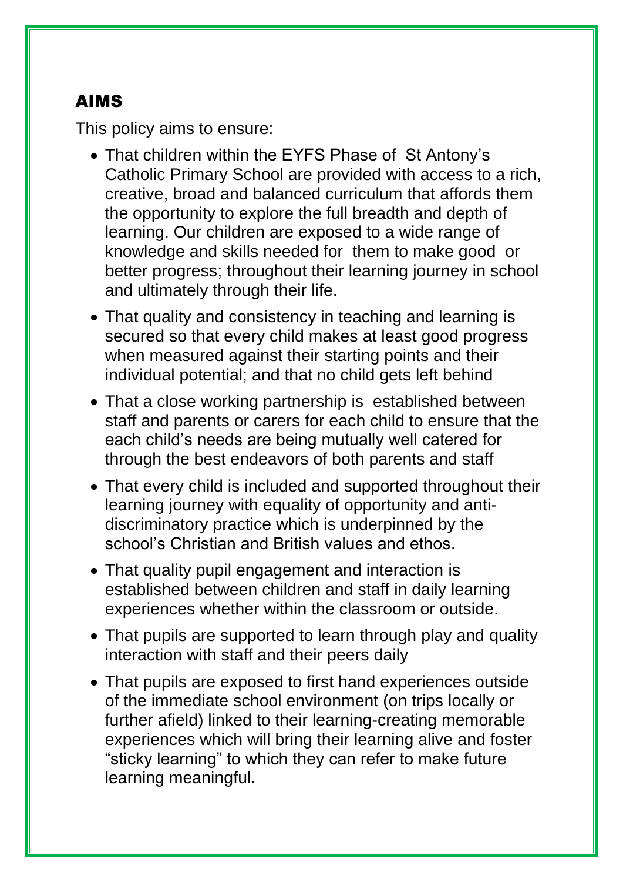## AIMS

This policy aims to ensure:

- That children within the EYFS Phase of St Antony's Catholic Primary School are provided with access to a rich, creative, broad and balanced curriculum that affords them the opportunity to explore the full breadth and depth of learning. Our children are exposed to a wide range of knowledge and skills needed for them to make good or better progress; throughout their learning journey in school and ultimately through their life.
- That quality and consistency in teaching and learning is secured so that every child makes at least good progress when measured against their starting points and their individual potential; and that no child gets left behind
- That a close working partnership is established between staff and parents or carers for each child to ensure that the each child's needs are being mutually well catered for through the best endeavors of both parents and staff
- That every child is included and supported throughout their learning journey with equality of opportunity and anti-discriminatory practice which is underpinned by the school's Christian and British values and ethos.
- That quality pupil engagement and interaction is established between children and staff in daily learning experiences whether within the classroom or outside.
- That pupils are supported to learn through play and quality interaction with staff and their peers daily
- That pupils are exposed to first hand experiences outside of the immediate school environment (on trips locally or further afield) linked to their learning-creating memorable experiences which will bring their learning alive and foster "sticky learning" to which they can refer to make future learning meaningful.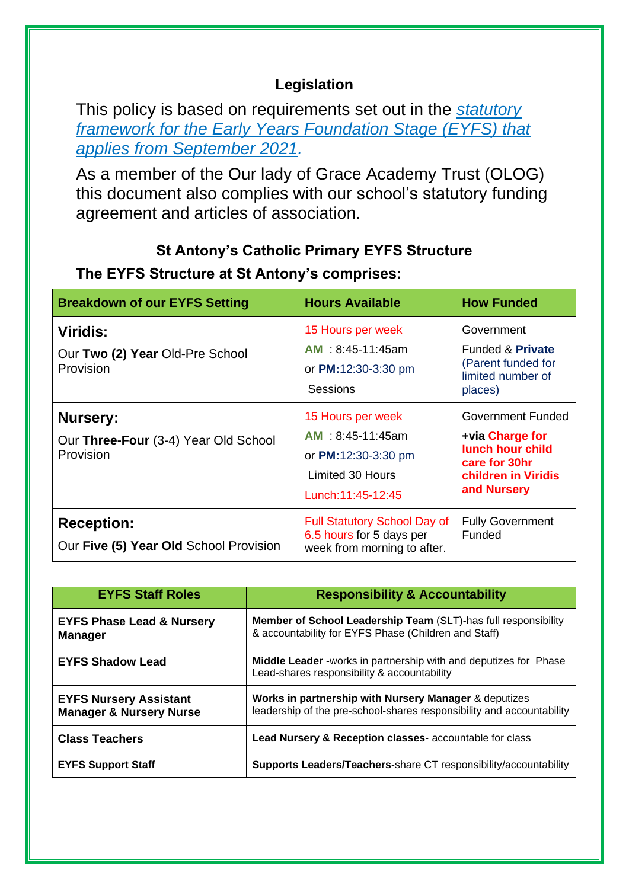## Legislation

This policy is based on requirements set out in the *statutory framework for the Early Years Foundation Stage (EYFS) that applies from September 2021.*

As a member of the Our lady of Grace Academy Trust (OLOG) this document also complies with our school's statutory funding agreement and articles of association.

## St Antony's Catholic Primary EYFS Structure

### The EYFS Structure at St Antony's comprises:

| Breakdown of our EYFS Setting | Hours Available | How Funded |
|---|---|---|
| **Viridis:**<br>Our **Two (2) Year** Old-Pre School Provision | 15 Hours per week<br>AM : 8:45-11:45am<br>or **PM:**12:30-3:30 pm<br>Sessions | Government<br>Funded & **Private** (Parent funded for limited number of places) |
| **Nursery:**<br>Our **Three-Four** (3-4) Year Old School Provision | 15 Hours per week<br>AM : 8:45-11:45am<br>or **PM:**12:30-3:30 pm<br>Limited 30 Hours<br>Lunch:11:45-12:45 | Government Funded<br>**+via Charge for lunch hour child care for 30hr children in Viridis and Nursery** |
| **Reception:**<br>Our **Five (5) Year Old** School Provision | Full Statutory School Day of 6.5 hours for 5 days per week from morning to after. | Fully Government Funded |

| EYFS Staff Roles | Responsibility & Accountability |
|---|---|
| **EYFS Phase Lead & Nursery Manager** | **Member of School Leadership Team** (SLT)-has full responsibility & accountability for EYFS Phase (Children and Staff) |
| **EYFS Shadow Lead** | **Middle Leader** -works in partnership with and deputizes for Phase Lead-shares responsibility & accountability |
| **EYFS Nursery Assistant Manager & Nursery Nurse** | **Works in partnership with Nursery Manager** & deputizes leadership of the pre-school-shares responsibility and accountability |
| **Class Teachers** | **Lead Nursery & Reception classes**- accountable for class |
| **EYFS Support Staff** | **Supports Leaders/Teachers**-share CT responsibility/accountability |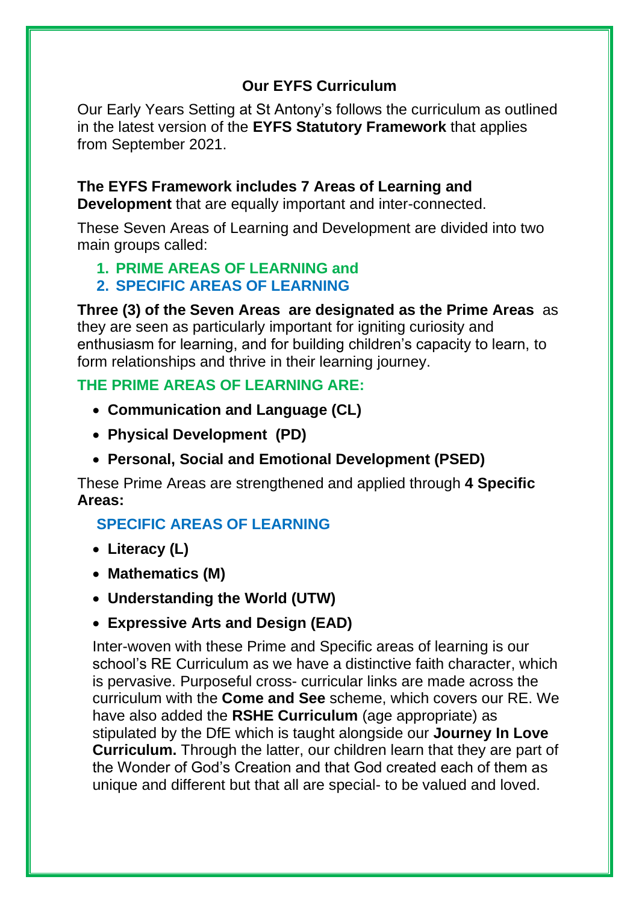## Our EYFS Curriculum

Our Early Years Setting at St Antony's follows the curriculum as outlined in the latest version of the **EYFS Statutory Framework** that applies from September 2021.

**The EYFS Framework includes 7 Areas of Learning and Development** that are equally important and inter-connected.

These Seven Areas of Learning and Development are divided into two main groups called:

1. **PRIME AREAS OF LEARNING and**
2. **SPECIFIC AREAS OF LEARNING**

**Three (3) of the Seven Areas are designated as the Prime Areas** as they are seen as particularly important for igniting curiosity and enthusiasm for learning, and for building children's capacity to learn, to form relationships and thrive in their learning journey.

**THE PRIME AREAS OF LEARNING ARE:**

- **Communication and Language (CL)**
- **Physical Development (PD)**
- **Personal, Social and Emotional Development (PSED)**

These Prime Areas are strengthened and applied through **4 Specific Areas:**

**SPECIFIC AREAS OF LEARNING**

- **Literacy (L)**
- **Mathematics (M)**
- **Understanding the World (UTW)**
- **Expressive Arts and Design (EAD)**

Inter-woven with these Prime and Specific areas of learning is our school's RE Curriculum as we have a distinctive faith character, which is pervasive. Purposeful cross- curricular links are made across the curriculum with the **Come and See** scheme, which covers our RE. We have also added the **RSHE Curriculum** (age appropriate) as stipulated by the DfE which is taught alongside our **Journey In Love Curriculum.** Through the latter, our children learn that they are part of the Wonder of God's Creation and that God created each of them as unique and different but that all are special- to be valued and loved.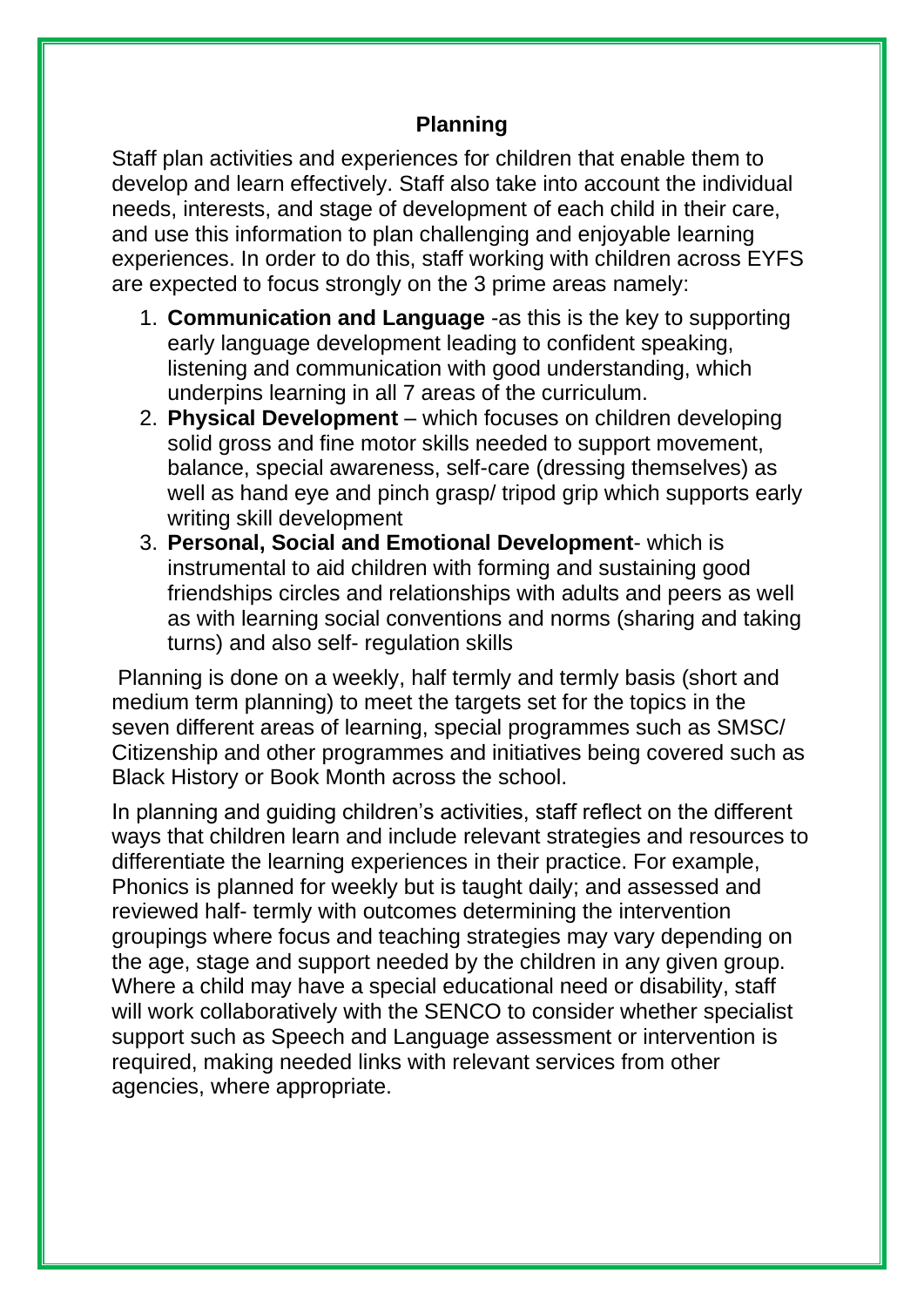## Planning

Staff plan activities and experiences for children that enable them to develop and learn effectively. Staff also take into account the individual needs, interests, and stage of development of each child in their care, and use this information to plan challenging and enjoyable learning experiences. In order to do this, staff working with children across EYFS are expected to focus strongly on the 3 prime areas namely:

1. **Communication and Language** -as this is the key to supporting early language development leading to confident speaking, listening and communication with good understanding, which underpins learning in all 7 areas of the curriculum.
2. **Physical Development** – which focuses on children developing solid gross and fine motor skills needed to support movement, balance, special awareness, self-care (dressing themselves) as well as hand eye and pinch grasp/ tripod grip which supports early writing skill development
3. **Personal, Social and Emotional Development**- which is instrumental to aid children with forming and sustaining good friendships circles and relationships with adults and peers as well as with learning social conventions and norms (sharing and taking turns) and also self- regulation skills

Planning is done on a weekly, half termly and termly basis (short and medium term planning) to meet the targets set for the topics in the seven different areas of learning, special programmes such as SMSC/ Citizenship and other programmes and initiatives being covered such as Black History or Book Month across the school.

In planning and guiding children's activities, staff reflect on the different ways that children learn and include relevant strategies and resources to differentiate the learning experiences in their practice. For example, Phonics is planned for weekly but is taught daily; and assessed and reviewed half- termly with outcomes determining the intervention groupings where focus and teaching strategies may vary depending on the age, stage and support needed by the children in any given group. Where a child may have a special educational need or disability, staff will work collaboratively with the SENCO to consider whether specialist support such as Speech and Language assessment or intervention is required, making needed links with relevant services from other agencies, where appropriate.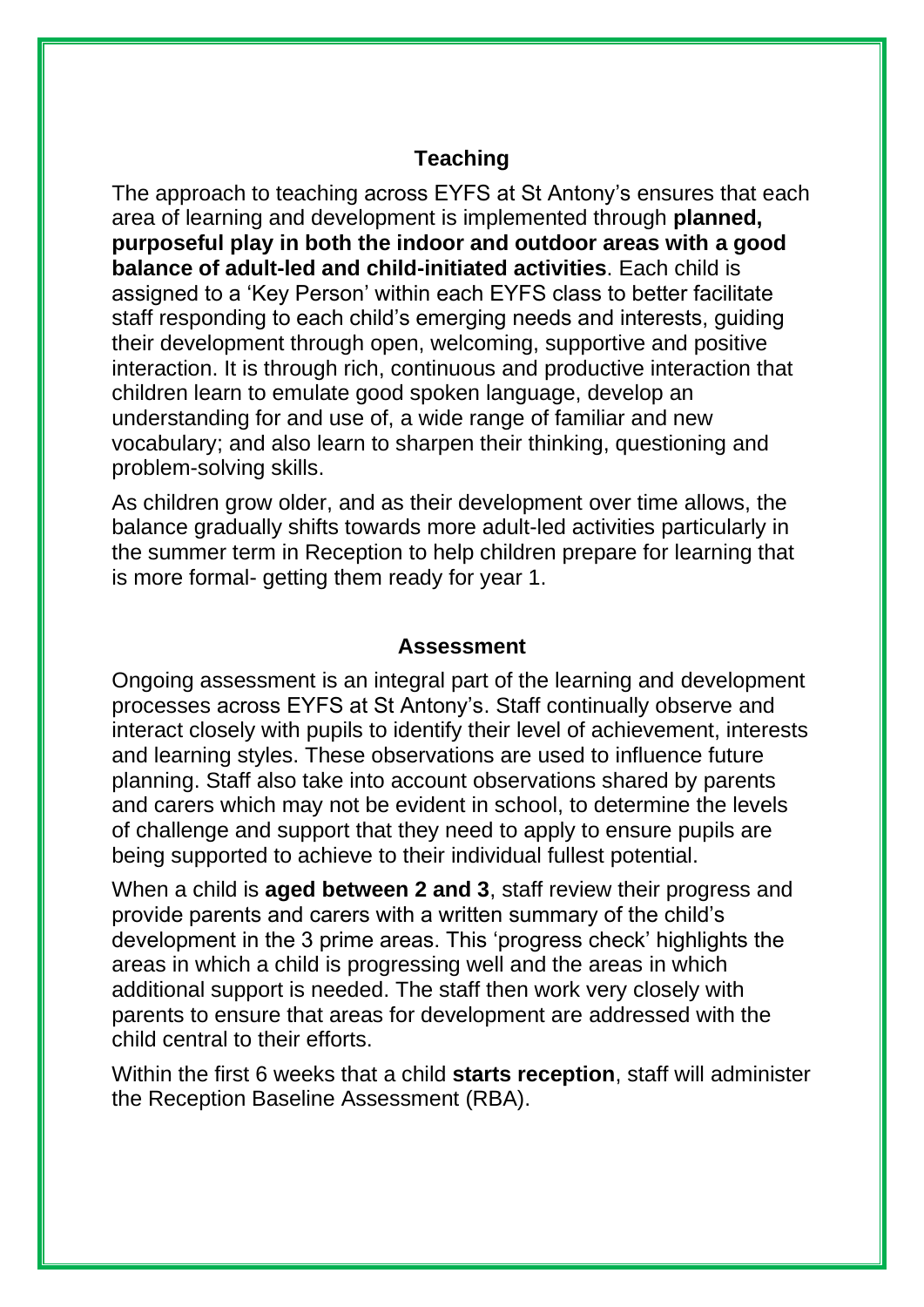## Teaching

The approach to teaching across EYFS at St Antony's ensures that each area of learning and development is implemented through **planned, purposeful play in both the indoor and outdoor areas with a good balance of adult-led and child-initiated activities**. Each child is assigned to a 'Key Person' within each EYFS class to better facilitate staff responding to each child's emerging needs and interests, guiding their development through open, welcoming, supportive and positive interaction. It is through rich, continuous and productive interaction that children learn to emulate good spoken language, develop an understanding for and use of, a wide range of familiar and new vocabulary; and also learn to sharpen their thinking, questioning and problem-solving skills.

As children grow older, and as their development over time allows, the balance gradually shifts towards more adult-led activities particularly in the summer term in Reception to help children prepare for learning that is more formal- getting them ready for year 1.

## Assessment

Ongoing assessment is an integral part of the learning and development processes across EYFS at St Antony's. Staff continually observe and interact closely with pupils to identify their level of achievement, interests and learning styles. These observations are used to influence future planning. Staff also take into account observations shared by parents and carers which may not be evident in school, to determine the levels of challenge and support that they need to apply to ensure pupils are being supported to achieve to their individual fullest potential.

When a child is **aged between 2 and 3**, staff review their progress and provide parents and carers with a written summary of the child's development in the 3 prime areas. This 'progress check' highlights the areas in which a child is progressing well and the areas in which additional support is needed. The staff then work very closely with parents to ensure that areas for development are addressed with the child central to their efforts.

Within the first 6 weeks that a child **starts reception**, staff will administer the Reception Baseline Assessment (RBA).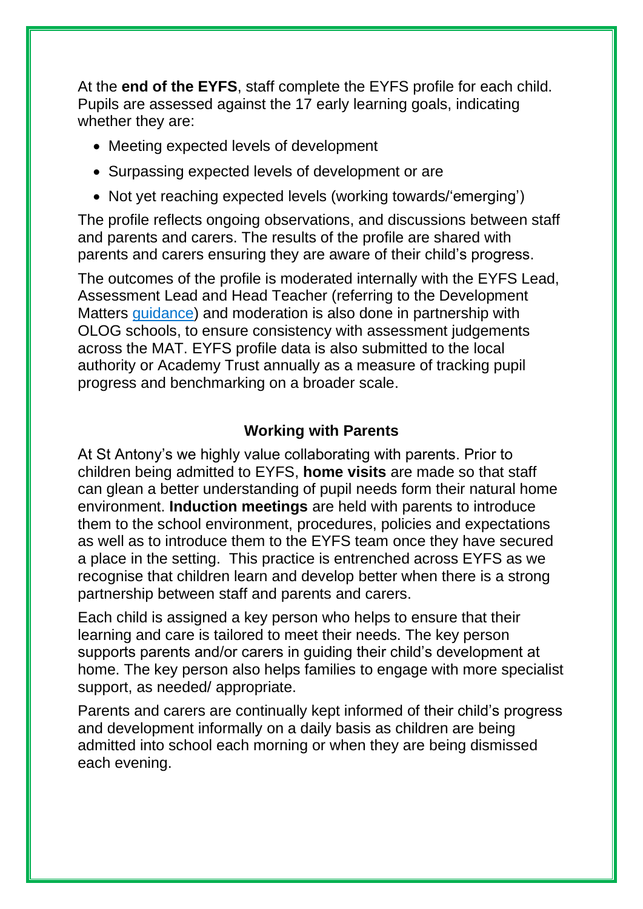At the **end of the EYFS**, staff complete the EYFS profile for each child. Pupils are assessed against the 17 early learning goals, indicating whether they are:

- Meeting expected levels of development
- Surpassing expected levels of development or are
- Not yet reaching expected levels (working towards/'emerging')

The profile reflects ongoing observations, and discussions between staff and parents and carers. The results of the profile are shared with parents and carers ensuring they are aware of their child's progress.

The outcomes of the profile is moderated internally with the EYFS Lead, Assessment Lead and Head Teacher (referring to the Development Matters [guidance]) and moderation is also done in partnership with OLOG schools, to ensure consistency with assessment judgements across the MAT. EYFS profile data is also submitted to the local authority or Academy Trust annually as a measure of tracking pupil progress and benchmarking on a broader scale.

## Working with Parents

At St Antony's we highly value collaborating with parents. Prior to children being admitted to EYFS, **home visits** are made so that staff can glean a better understanding of pupil needs form their natural home environment. **Induction meetings** are held with parents to introduce them to the school environment, procedures, policies and expectations as well as to introduce them to the EYFS team once they have secured a place in the setting. This practice is entrenched across EYFS as we recognise that children learn and develop better when there is a strong partnership between staff and parents and carers.

Each child is assigned a key person who helps to ensure that their learning and care is tailored to meet their needs. The key person supports parents and/or carers in guiding their child's development at home. The key person also helps families to engage with more specialist support, as needed/ appropriate.

Parents and carers are continually kept informed of their child's progress and development informally on a daily basis as children are being admitted into school each morning or when they are being dismissed each evening.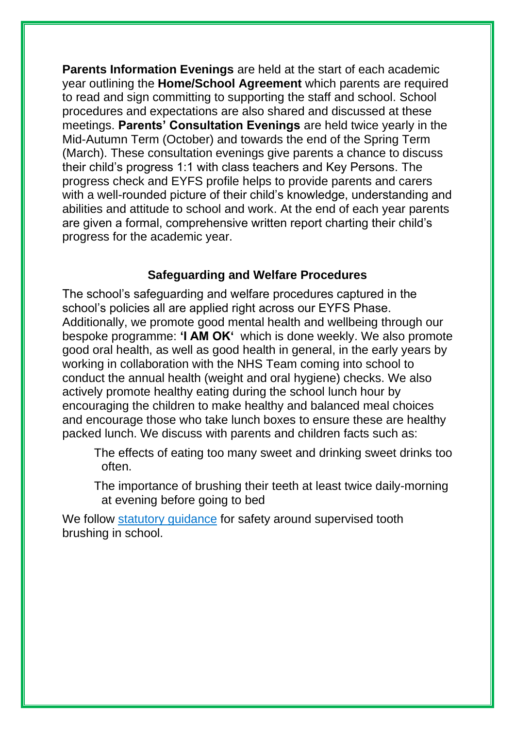**Parents Information Evenings** are held at the start of each academic year outlining the **Home/School Agreement** which parents are required to read and sign committing to supporting the staff and school. School procedures and expectations are also shared and discussed at these meetings. **Parents' Consultation Evenings** are held twice yearly in the Mid-Autumn Term (October) and towards the end of the Spring Term (March). These consultation evenings give parents a chance to discuss their child's progress 1:1 with class teachers and Key Persons. The progress check and EYFS profile helps to provide parents and carers with a well-rounded picture of their child's knowledge, understanding and abilities and attitude to school and work. At the end of each year parents are given a formal, comprehensive written report charting their child's progress for the academic year.

## Safeguarding and Welfare Procedures

The school's safeguarding and welfare procedures captured in the school's policies all are applied right across our EYFS Phase. Additionally, we promote good mental health and wellbeing through our bespoke programme: **'I AM OK'** which is done weekly. We also promote good oral health, as well as good health in general, in the early years by working in collaboration with the NHS Team coming into school to conduct the annual health (weight and oral hygiene) checks. We also actively promote healthy eating during the school lunch hour by encouraging the children to make healthy and balanced meal choices and encourage those who take lunch boxes to ensure these are healthy packed lunch. We discuss with parents and children facts such as:

- The effects of eating too many sweet and drinking sweet drinks too often.
- The importance of brushing their teeth at least twice daily-morning at evening before going to bed

We follow statutory guidance for safety around supervised tooth brushing in school.